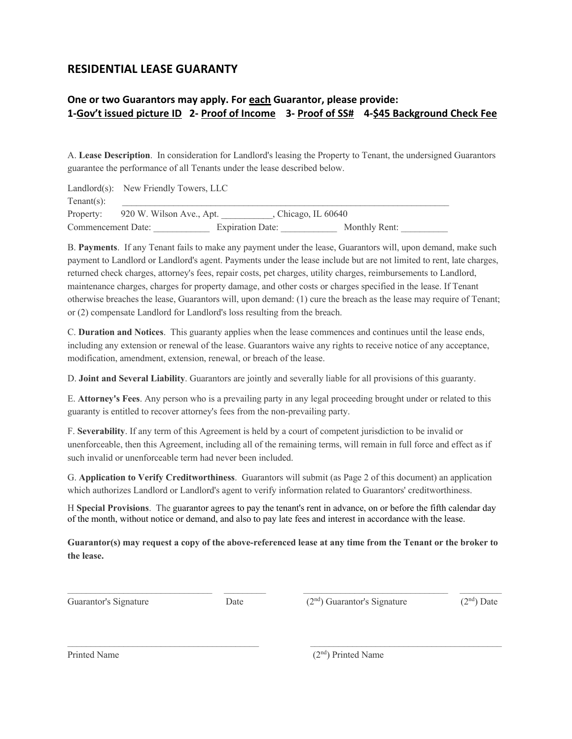# RESIDENTIAL LEASE GUARANTY

### One or two Guarantors may apply. For <u>each</u> Guarantor, please provide:
### 1-<u>Gov't issued picture ID</u>   2- <u>Proof of Income</u>   3- <u>Proof of SS#</u>   4-<u>$45 Background Check Fee</u>

A. **Lease Description**. In consideration for Landlord's leasing the Property to Tenant, the undersigned Guarantors guarantee the performance of all Tenants under the lease described below.

Landlord(s): New Friendly Towers, LLC
Tenant(s): ___________________________________________________________________________
Property: 920 W. Wilson Ave., Apt. ___________, Chicago, IL 60640
Commencement Date: ____________ Expiration Date: ____________ Monthly Rent: __________

B. **Payments**. If any Tenant fails to make any payment under the lease, Guarantors will, upon demand, make such payment to Landlord or Landlord's agent. Payments under the lease include but are not limited to rent, late charges, returned check charges, attorney's fees, repair costs, pet charges, utility charges, reimbursements to Landlord, maintenance charges, charges for property damage, and other costs or charges specified in the lease. If Tenant otherwise breaches the lease, Guarantors will, upon demand: (1) cure the breach as the lease may require of Tenant; or (2) compensate Landlord for Landlord's loss resulting from the breach.

C. **Duration and Notices**. This guaranty applies when the lease commences and continues until the lease ends, including any extension or renewal of the lease. Guarantors waive any rights to receive notice of any acceptance, modification, amendment, extension, renewal, or breach of the lease.

D. **Joint and Several Liability**. Guarantors are jointly and severally liable for all provisions of this guaranty.

E. **Attorney's Fees**. Any person who is a prevailing party in any legal proceeding brought under or related to this guaranty is entitled to recover attorney's fees from the non-prevailing party.

F. **Severability**. If any term of this Agreement is held by a court of competent jurisdiction to be invalid or unenforceable, then this Agreement, including all of the remaining terms, will remain in full force and effect as if such invalid or unenforceable term had never been included.

G. **Application to Verify Creditworthiness**. Guarantors will submit (as Page 2 of this document) an application which authorizes Landlord or Landlord's agent to verify information related to Guarantors' creditworthiness.

H **Special Provisions**. The guarantor agrees to pay the tenant's rent in advance, on or before the fifth calendar day of the month, without notice or demand, and also to pay late fees and interest in accordance with the lease.

**Guarantor(s) may request a copy of the above-referenced lease at any time from the Tenant or the broker to the lease.**

_______________________________ __________ _______________________________ __________
Guarantor's Signature Date (2nd) Guarantor's Signature (2nd) Date

________________________________________ ________________________________________
Printed Name (2nd) Printed Name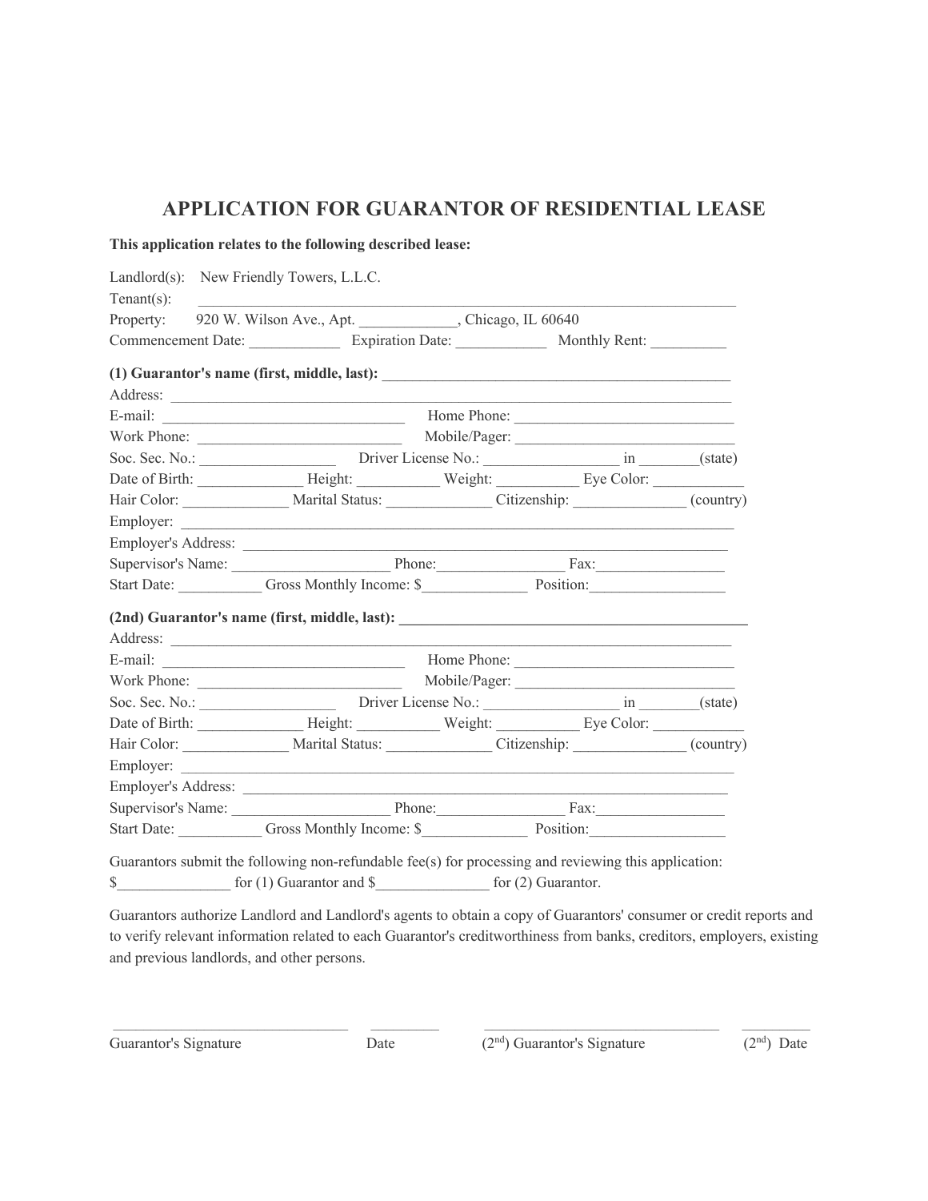# APPLICATION FOR GUARANTOR OF RESIDENTIAL LEASE

**This application relates to the following described lease:**

Landlord(s): New Friendly Towers, L.L.C.
Tenant(s): ______________________________________________________________________
Property: 920 W. Wilson Ave., Apt. ____________, Chicago, IL 60640
Commencement Date: ____________ Expiration Date: ____________ Monthly Rent: __________

**(1) Guarantor's name (first, middle, last): ______________________________________________**
Address: ______________________________________________________________________
E-mail: ______________________________ Home Phone: ____________________________
Work Phone: __________________________ Mobile/Pager: ___________________________
Soc. Sec. No.: _________________ Driver License No.: _________________ in ________(state)
Date of Birth: ______________ Height: ___________ Weight: ___________ Eye Color: ____________
Hair Color: ______________ Marital Status: ______________ Citizenship: _______________ (country)
Employer: _____________________________________________________________________
Employer's Address: _____________________________________________________________
Supervisor's Name: _____________________ Phone:_________________ Fax:_________________
Start Date: ___________ Gross Monthly Income: $______________ Position:__________________

**(2nd) Guarantor's name (first, middle, last): ______________________________________________**
Address: ______________________________________________________________________
E-mail: ______________________________ Home Phone: ____________________________
Work Phone: __________________________ Mobile/Pager: ___________________________
Soc. Sec. No.: _________________ Driver License No.: _________________ in ________(state)
Date of Birth: ______________ Height: ___________ Weight: ___________ Eye Color: ____________
Hair Color: ______________ Marital Status: ______________ Citizenship: _______________ (country)
Employer: _____________________________________________________________________
Employer's Address: _____________________________________________________________
Supervisor's Name: _____________________ Phone:_________________ Fax:_________________
Start Date: ___________ Gross Monthly Income: $______________ Position:__________________

Guarantors submit the following non-refundable fee(s) for processing and reviewing this application:
$_______________ for (1) Guarantor and $_______________ for (2) Guarantor.

Guarantors authorize Landlord and Landlord's agents to obtain a copy of Guarantors' consumer or credit reports and to verify relevant information related to each Guarantor's creditworthiness from banks, creditors, employers, existing and previous landlords, and other persons.

________________________________ __________ ________________________________ __________
Guarantor's Signature Date (2nd) Guarantor's Signature (2nd) Date